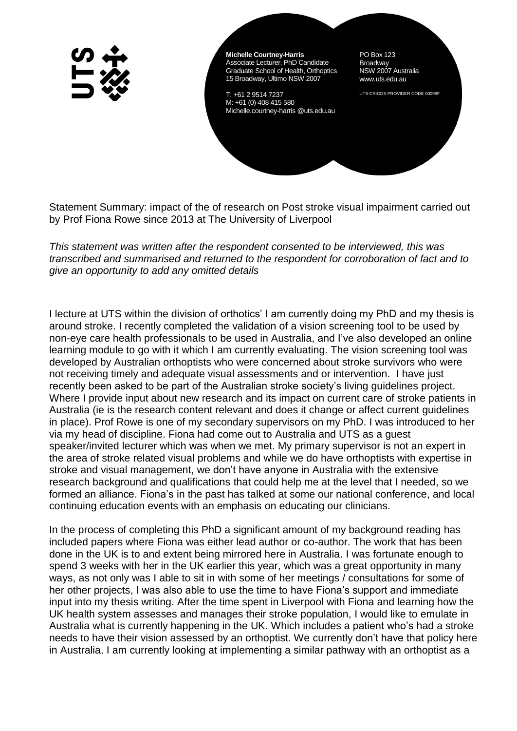**Michelle Courtney-Harris**
Associate Lecturer, PhD Candidate
Graduate School of Health, Orthoptics
15 Broadway, Ultimo NSW 2007

T: +61 2 9514 7237
M: +61 (0) 408 415 580
Michelle.courtney-harris @uts.edu.au

PO Box 123
Broadway
NSW 2007 Australia
www.uts.edu.au

UTS CRICOS PROVIDER CODE 00099F

Statement Summary: impact of the of research on Post stroke visual impairment carried out by Prof Fiona Rowe since 2013 at The University of Liverpool

*This statement was written after the respondent consented to be interviewed, this was transcribed and summarised and returned to the respondent for corroboration of fact and to give an opportunity to add any omitted details*

I lecture at UTS within the division of orthotics' I am currently doing my PhD and my thesis is around stroke. I recently completed the validation of a vision screening tool to be used by non-eye care health professionals to be used in Australia, and I've also developed an online learning module to go with it which I am currently evaluating. The vision screening tool was developed by Australian orthoptists who were concerned about stroke survivors who were not receiving timely and adequate visual assessments and or intervention. I have just recently been asked to be part of the Australian stroke society's living guidelines project. Where I provide input about new research and its impact on current care of stroke patients in Australia (ie is the research content relevant and does it change or affect current guidelines in place). Prof Rowe is one of my secondary supervisors on my PhD. I was introduced to her via my head of discipline. Fiona had come out to Australia and UTS as a guest speaker/invited lecturer which was when we met. My primary supervisor is not an expert in the area of stroke related visual problems and while we do have orthoptists with expertise in stroke and visual management, we don't have anyone in Australia with the extensive research background and qualifications that could help me at the level that I needed, so we formed an alliance. Fiona's in the past has talked at some our national conference, and local continuing education events with an emphasis on educating our clinicians.

In the process of completing this PhD a significant amount of my background reading has included papers where Fiona was either lead author or co-author. The work that has been done in the UK is to and extent being mirrored here in Australia. I was fortunate enough to spend 3 weeks with her in the UK earlier this year, which was a great opportunity in many ways, as not only was I able to sit in with some of her meetings / consultations for some of her other projects, I was also able to use the time to have Fiona's support and immediate input into my thesis writing. After the time spent in Liverpool with Fiona and learning how the UK health system assesses and manages their stroke population, I would like to emulate in Australia what is currently happening in the UK. Which includes a patient who's had a stroke needs to have their vision assessed by an orthoptist. We currently don't have that policy here in Australia. I am currently looking at implementing a similar pathway with an orthoptist as a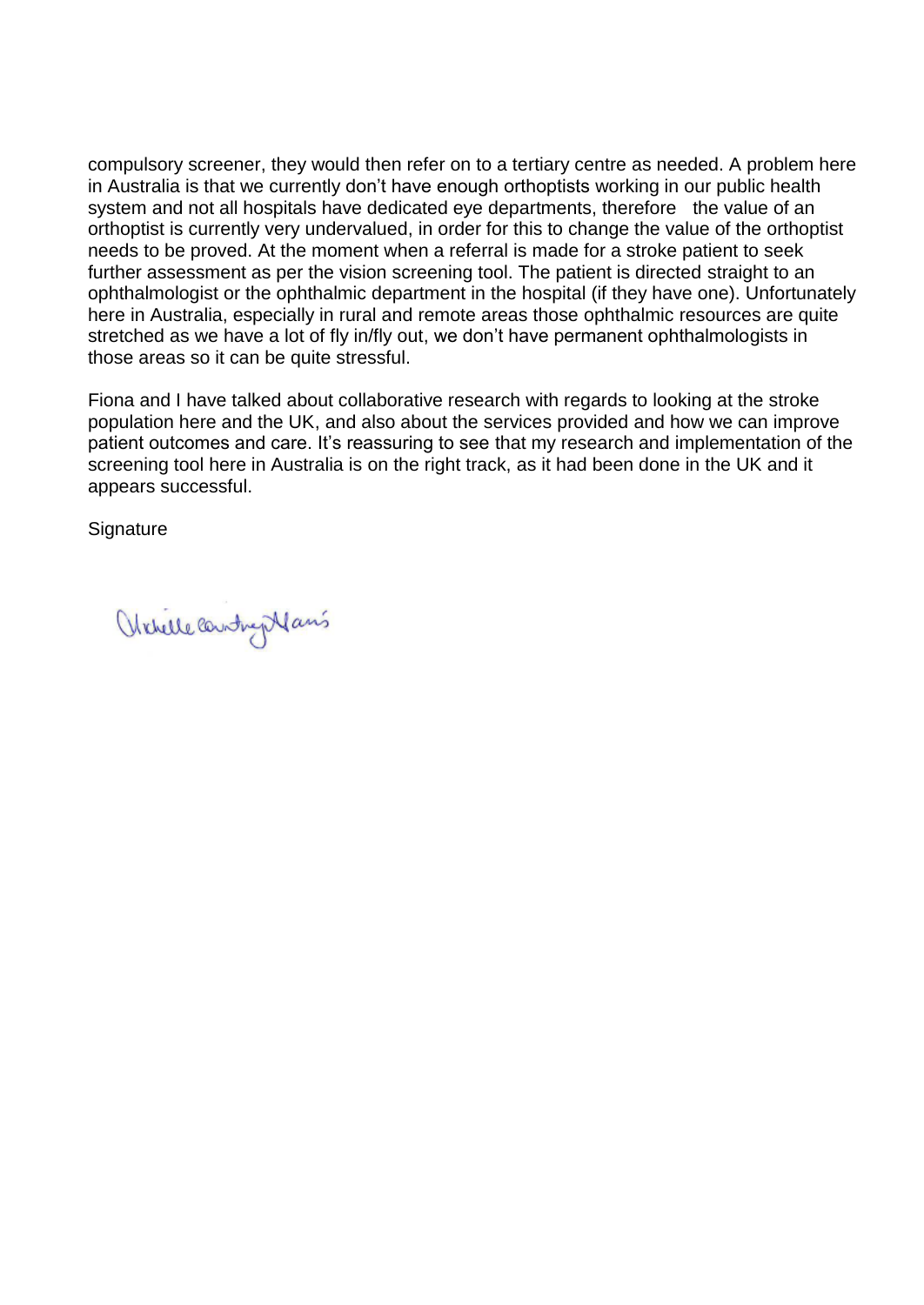compulsory screener, they would then refer on to a tertiary centre as needed. A problem here in Australia is that we currently don't have enough orthoptists working in our public health system and not all hospitals have dedicated eye departments, therefore the value of an orthoptist is currently very undervalued, in order for this to change the value of the orthoptist needs to be proved. At the moment when a referral is made for a stroke patient to seek further assessment as per the vision screening tool. The patient is directed straight to an ophthalmologist or the ophthalmic department in the hospital (if they have one). Unfortunately here in Australia, especially in rural and remote areas those ophthalmic resources are quite stretched as we have a lot of fly in/fly out, we don't have permanent ophthalmologists in those areas so it can be quite stressful.

Fiona and I have talked about collaborative research with regards to looking at the stroke population here and the UK, and also about the services provided and how we can improve patient outcomes and care. It's reassuring to see that my research and implementation of the screening tool here in Australia is on the right track, as it had been done in the UK and it appears successful.

Signature

Michelle Courtney Mans